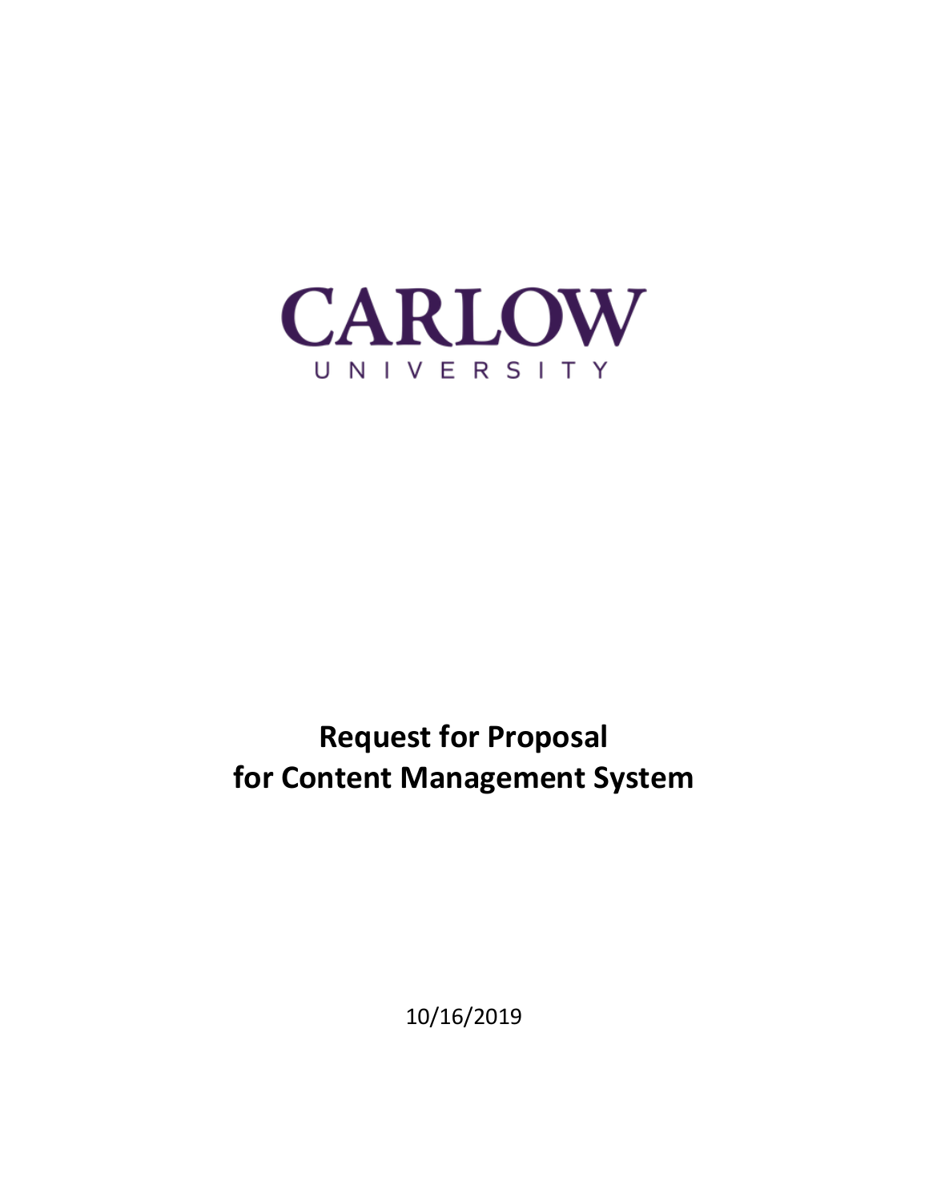CARLOW
UNIVERSITY

# Request for Proposal for Content Management System

10/16/2019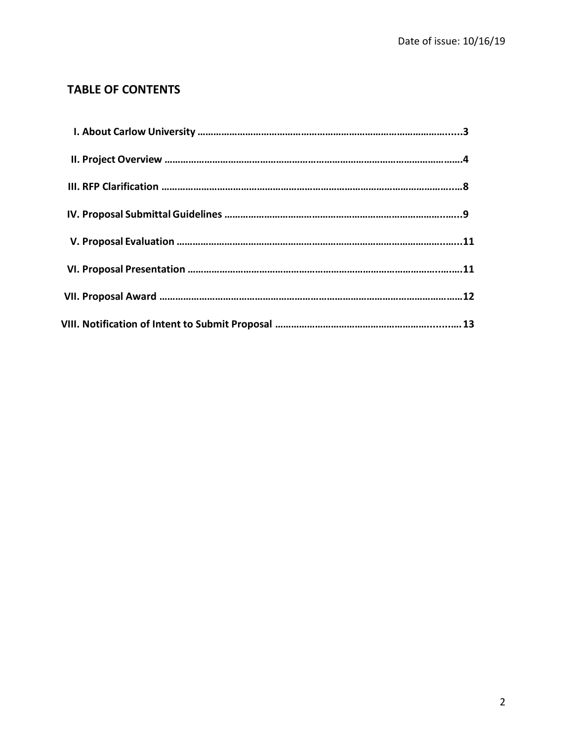Date of issue: 10/16/19

## TABLE OF CONTENTS

**I. About Carlow University ........................................................................................3**

**II. Project Overview ..................................................................................................4**

**III. RFP Clarification ..................................................................................................8**

**IV. Proposal Submittal Guidelines ............................................................................9**

**V. Proposal Evaluation ............................................................................................11**

**VI. Proposal Presentation ........................................................................................11**

**VII. Proposal Award ..................................................................................................12**

**VIII. Notification of Intent to Submit Proposal ........................................................13**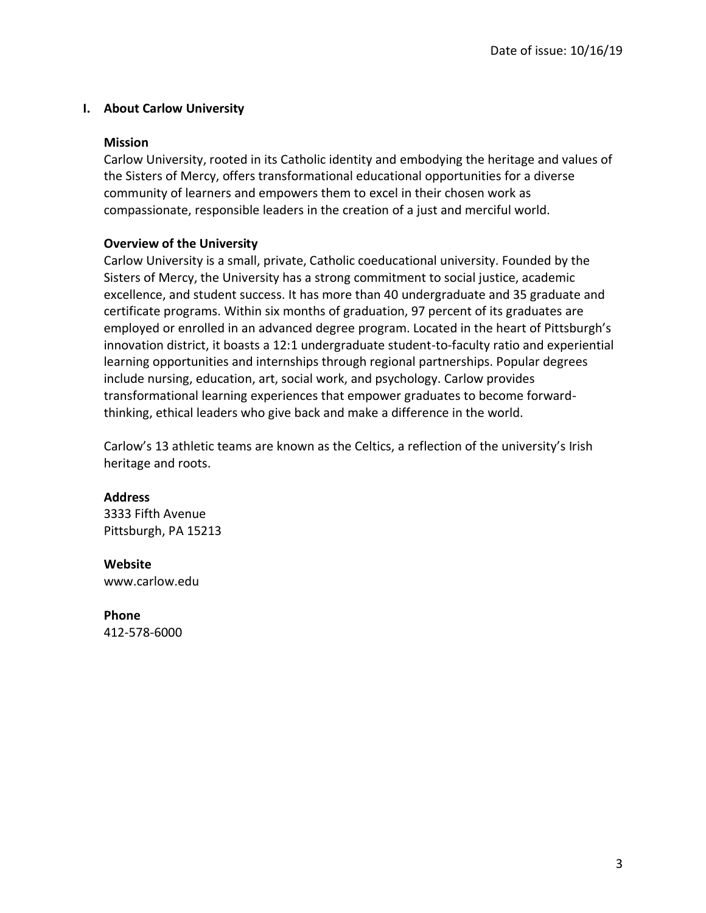Date of issue: 10/16/19

## I. About Carlow University

### Mission

Carlow University, rooted in its Catholic identity and embodying the heritage and values of the Sisters of Mercy, offers transformational educational opportunities for a diverse community of learners and empowers them to excel in their chosen work as compassionate, responsible leaders in the creation of a just and merciful world.

### Overview of the University

Carlow University is a small, private, Catholic coeducational university. Founded by the Sisters of Mercy, the University has a strong commitment to social justice, academic excellence, and student success. It has more than 40 undergraduate and 35 graduate and certificate programs. Within six months of graduation, 97 percent of its graduates are employed or enrolled in an advanced degree program. Located in the heart of Pittsburgh's innovation district, it boasts a 12:1 undergraduate student-to-faculty ratio and experiential learning opportunities and internships through regional partnerships. Popular degrees include nursing, education, art, social work, and psychology. Carlow provides transformational learning experiences that empower graduates to become forward-thinking, ethical leaders who give back and make a difference in the world.

Carlow's 13 athletic teams are known as the Celtics, a reflection of the university's Irish heritage and roots.

**Address**
3333 Fifth Avenue
Pittsburgh, PA 15213

**Website**
www.carlow.edu

**Phone**
412-578-6000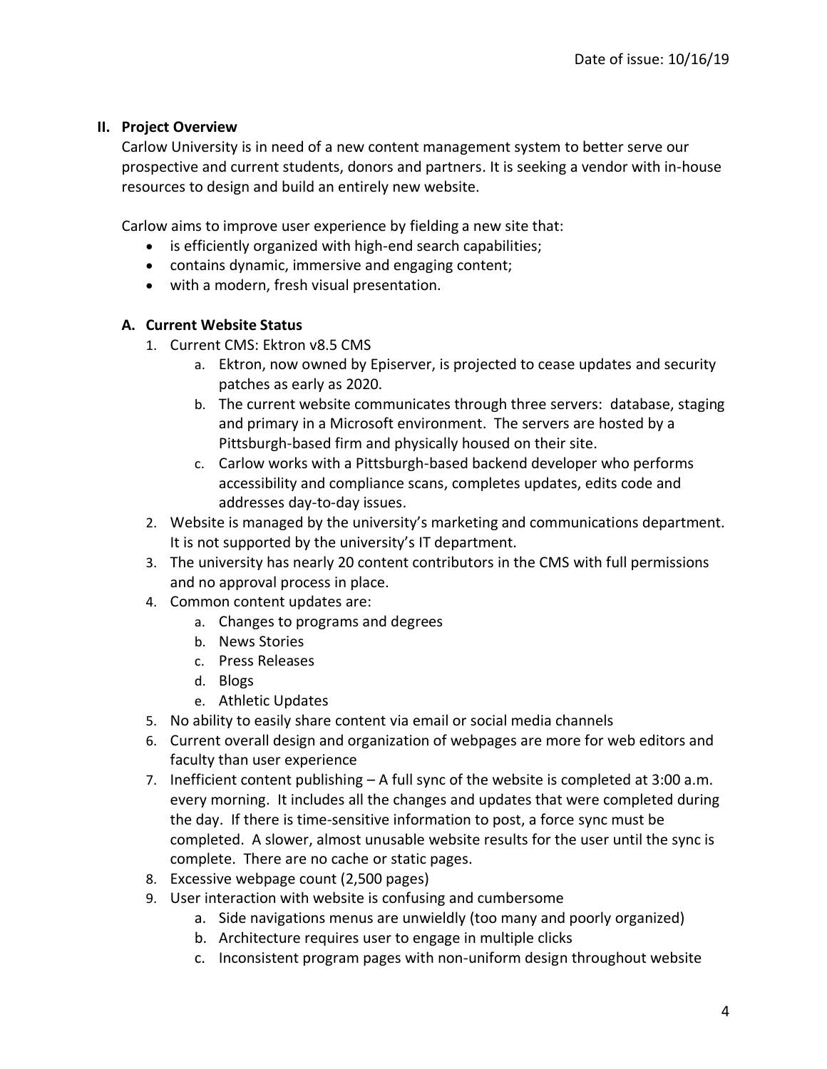Date of issue: 10/16/19

## II. Project Overview

Carlow University is in need of a new content management system to better serve our prospective and current students, donors and partners. It is seeking a vendor with in-house resources to design and build an entirely new website.

Carlow aims to improve user experience by fielding a new site that:

- is efficiently organized with high-end search capabilities;
- contains dynamic, immersive and engaging content;
- with a modern, fresh visual presentation.

### A. Current Website Status

1. Current CMS: Ektron v8.5 CMS
    a. Ektron, now owned by Episerver, is projected to cease updates and security patches as early as 2020.
    b. The current website communicates through three servers: database, staging and primary in a Microsoft environment. The servers are hosted by a Pittsburgh-based firm and physically housed on their site.
    c. Carlow works with a Pittsburgh-based backend developer who performs accessibility and compliance scans, completes updates, edits code and addresses day-to-day issues.
2. Website is managed by the university's marketing and communications department. It is not supported by the university's IT department.
3. The university has nearly 20 content contributors in the CMS with full permissions and no approval process in place.
4. Common content updates are:
    a. Changes to programs and degrees
    b. News Stories
    c. Press Releases
    d. Blogs
    e. Athletic Updates
5. No ability to easily share content via email or social media channels
6. Current overall design and organization of webpages are more for web editors and faculty than user experience
7. Inefficient content publishing – A full sync of the website is completed at 3:00 a.m. every morning. It includes all the changes and updates that were completed during the day. If there is time-sensitive information to post, a force sync must be completed. A slower, almost unusable website results for the user until the sync is complete. There are no cache or static pages.
8. Excessive webpage count (2,500 pages)
9. User interaction with website is confusing and cumbersome
    a. Side navigations menus are unwieldly (too many and poorly organized)
    b. Architecture requires user to engage in multiple clicks
    c. Inconsistent program pages with non-uniform design throughout website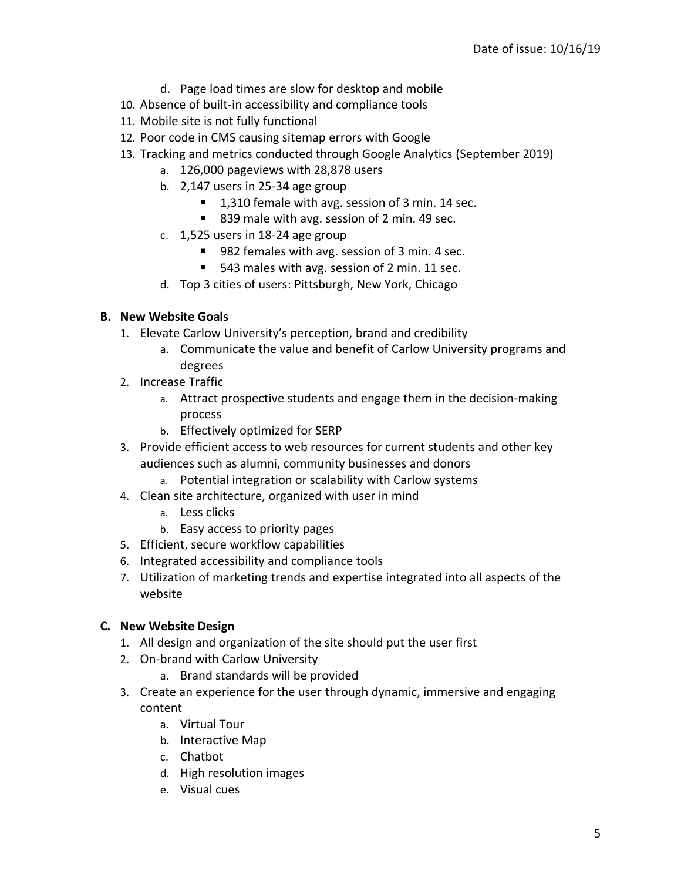- d. Page load times are slow for desktop and mobile
10. Absence of built-in accessibility and compliance tools
11. Mobile site is not fully functional
12. Poor code in CMS causing sitemap errors with Google
13. Tracking and metrics conducted through Google Analytics (September 2019)
    - a. 126,000 pageviews with 28,878 users
    - b. 2,147 users in 25-34 age group
      - 1,310 female with avg. session of 3 min. 14 sec.
      - 839 male with avg. session of 2 min. 49 sec.
    - c. 1,525 users in 18-24 age group
      - 982 females with avg. session of 3 min. 4 sec.
      - 543 males with avg. session of 2 min. 11 sec.
    - d. Top 3 cities of users: Pittsburgh, New York, Chicago

**B. New Website Goals**

1. Elevate Carlow University's perception, brand and credibility
   - a. Communicate the value and benefit of Carlow University programs and degrees
2. Increase Traffic
   - a. Attract prospective students and engage them in the decision-making process
   - b. Effectively optimized for SERP
3. Provide efficient access to web resources for current students and other key audiences such as alumni, community businesses and donors
   - a. Potential integration or scalability with Carlow systems
4. Clean site architecture, organized with user in mind
   - a. Less clicks
   - b. Easy access to priority pages
5. Efficient, secure workflow capabilities
6. Integrated accessibility and compliance tools
7. Utilization of marketing trends and expertise integrated into all aspects of the website

**C. New Website Design**

1. All design and organization of the site should put the user first
2. On-brand with Carlow University
   - a. Brand standards will be provided
3. Create an experience for the user through dynamic, immersive and engaging content
   - a. Virtual Tour
   - b. Interactive Map
   - c. Chatbot
   - d. High resolution images
   - e. Visual cues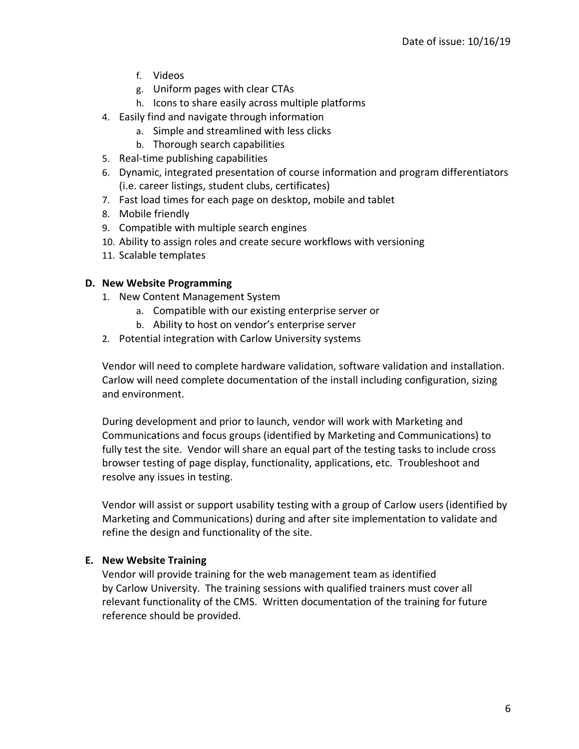f. Videos
   g. Uniform pages with clear CTAs
   h. Icons to share easily across multiple platforms
4. Easily find and navigate through information
   a. Simple and streamlined with less clicks
   b. Thorough search capabilities
5. Real-time publishing capabilities
6. Dynamic, integrated presentation of course information and program differentiators (i.e. career listings, student clubs, certificates)
7. Fast load times for each page on desktop, mobile and tablet
8. Mobile friendly
9. Compatible with multiple search engines
10. Ability to assign roles and create secure workflows with versioning
11. Scalable templates

**D. New Website Programming**

1. New Content Management System
   a. Compatible with our existing enterprise server or
   b. Ability to host on vendor's enterprise server
2. Potential integration with Carlow University systems

Vendor will need to complete hardware validation, software validation and installation. Carlow will need complete documentation of the install including configuration, sizing and environment.

During development and prior to launch, vendor will work with Marketing and Communications and focus groups (identified by Marketing and Communications) to fully test the site. Vendor will share an equal part of the testing tasks to include cross browser testing of page display, functionality, applications, etc. Troubleshoot and resolve any issues in testing.

Vendor will assist or support usability testing with a group of Carlow users (identified by Marketing and Communications) during and after site implementation to validate and refine the design and functionality of the site.

**E. New Website Training**

Vendor will provide training for the web management team as identified by Carlow University. The training sessions with qualified trainers must cover all relevant functionality of the CMS. Written documentation of the training for future reference should be provided.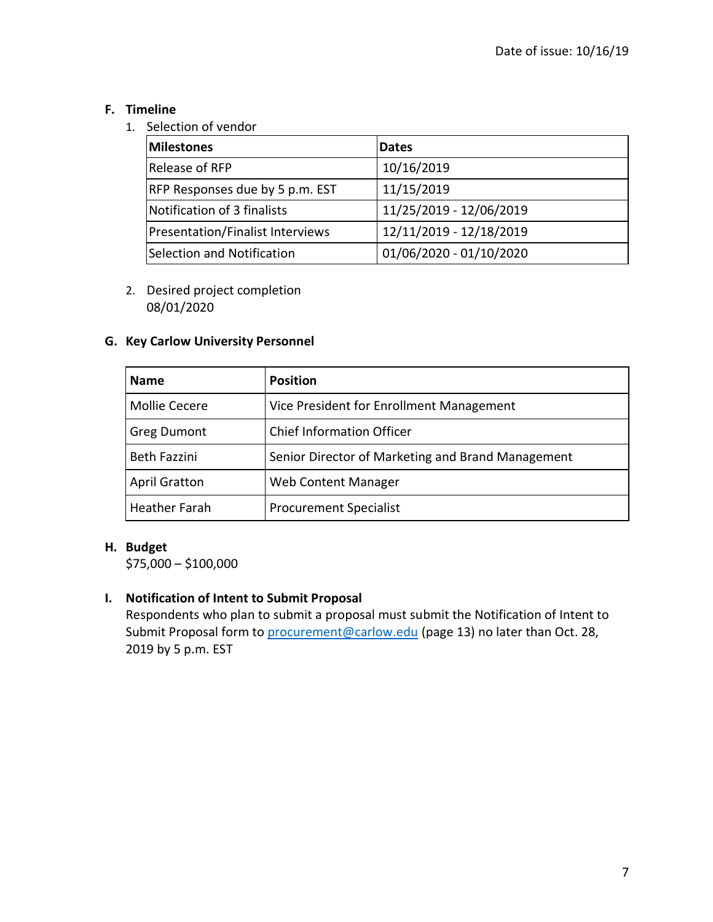Date of issue: 10/16/19

### F. Timeline

1. Selection of vendor

| Milestones | Dates |
|---|---|
| Release of RFP | 10/16/2019 |
| RFP Responses due by 5 p.m. EST | 11/15/2019 |
| Notification of 3 finalists | 11/25/2019 - 12/06/2019 |
| Presentation/Finalist Interviews | 12/11/2019 - 12/18/2019 |
| Selection and Notification | 01/06/2020 - 01/10/2020 |

2. Desired project completion
   08/01/2020

### G. Key Carlow University Personnel

| Name | Position |
|---|---|
| Mollie Cecere | Vice President for Enrollment Management |
| Greg Dumont | Chief Information Officer |
| Beth Fazzini | Senior Director of Marketing and Brand Management |
| April Gratton | Web Content Manager |
| Heather Farah | Procurement Specialist |

### H. Budget

$75,000 – $100,000

### I. Notification of Intent to Submit Proposal

Respondents who plan to submit a proposal must submit the Notification of Intent to Submit Proposal form to procurement@carlow.edu (page 13) no later than Oct. 28, 2019 by 5 p.m. EST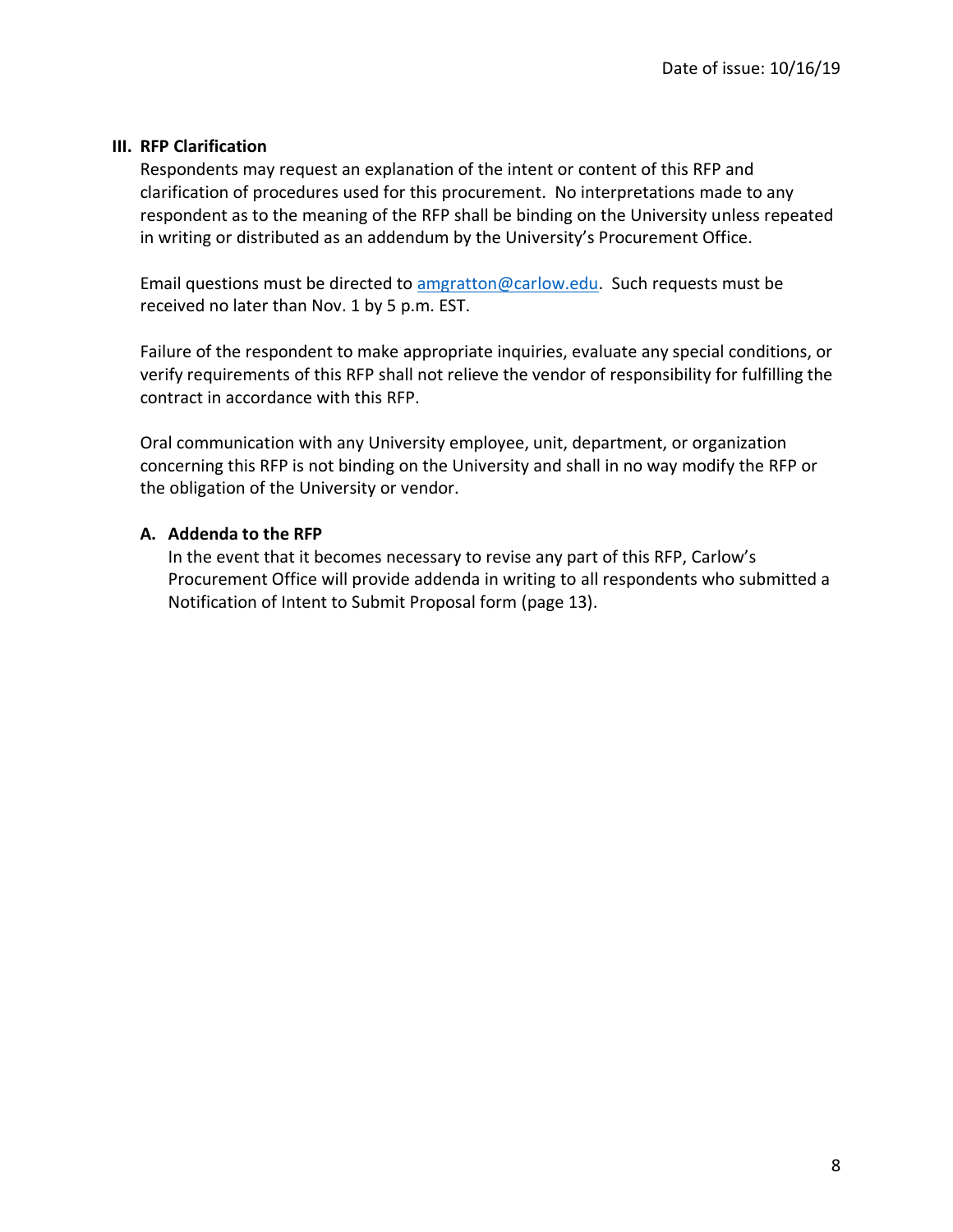Date of issue: 10/16/19

## III. RFP Clarification

Respondents may request an explanation of the intent or content of this RFP and clarification of procedures used for this procurement. No interpretations made to any respondent as to the meaning of the RFP shall be binding on the University unless repeated in writing or distributed as an addendum by the University's Procurement Office.

Email questions must be directed to [amgratton@carlow.edu](mailto:amgratton@carlow.edu). Such requests must be received no later than Nov. 1 by 5 p.m. EST.

Failure of the respondent to make appropriate inquiries, evaluate any special conditions, or verify requirements of this RFP shall not relieve the vendor of responsibility for fulfilling the contract in accordance with this RFP.

Oral communication with any University employee, unit, department, or organization concerning this RFP is not binding on the University and shall in no way modify the RFP or the obligation of the University or vendor.

### A. Addenda to the RFP

In the event that it becomes necessary to revise any part of this RFP, Carlow's Procurement Office will provide addenda in writing to all respondents who submitted a Notification of Intent to Submit Proposal form (page 13).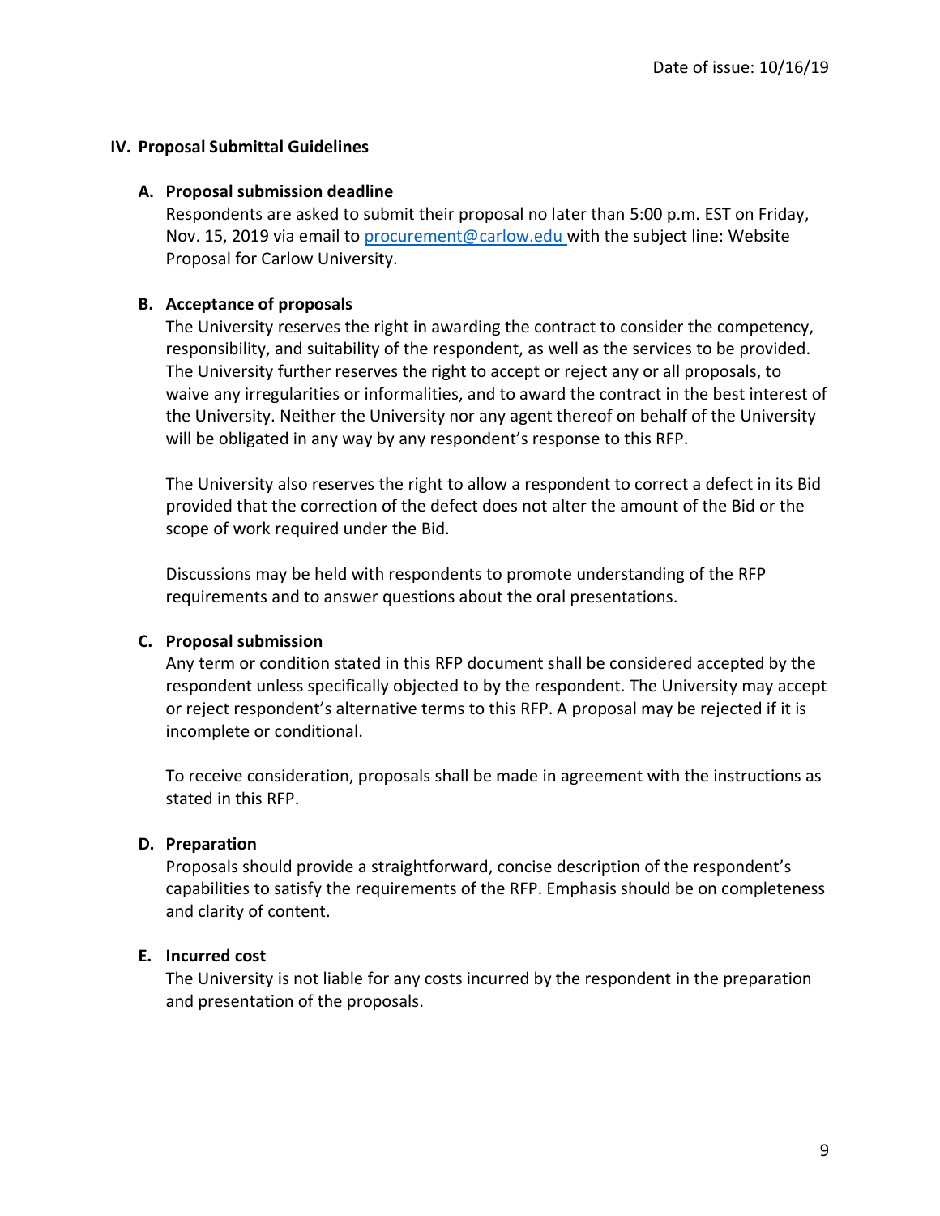Date of issue: 10/16/19

## IV. Proposal Submittal Guidelines

### A. Proposal submission deadline

Respondents are asked to submit their proposal no later than 5:00 p.m. EST on Friday, Nov. 15, 2019 via email to procurement@carlow.edu with the subject line: Website Proposal for Carlow University.

### B. Acceptance of proposals

The University reserves the right in awarding the contract to consider the competency, responsibility, and suitability of the respondent, as well as the services to be provided. The University further reserves the right to accept or reject any or all proposals, to waive any irregularities or informalities, and to award the contract in the best interest of the University. Neither the University nor any agent thereof on behalf of the University will be obligated in any way by any respondent's response to this RFP.

The University also reserves the right to allow a respondent to correct a defect in its Bid provided that the correction of the defect does not alter the amount of the Bid or the scope of work required under the Bid.

Discussions may be held with respondents to promote understanding of the RFP requirements and to answer questions about the oral presentations.

### C. Proposal submission

Any term or condition stated in this RFP document shall be considered accepted by the respondent unless specifically objected to by the respondent. The University may accept or reject respondent's alternative terms to this RFP. A proposal may be rejected if it is incomplete or conditional.

To receive consideration, proposals shall be made in agreement with the instructions as stated in this RFP.

### D. Preparation

Proposals should provide a straightforward, concise description of the respondent's capabilities to satisfy the requirements of the RFP. Emphasis should be on completeness and clarity of content.

### E. Incurred cost

The University is not liable for any costs incurred by the respondent in the preparation and presentation of the proposals.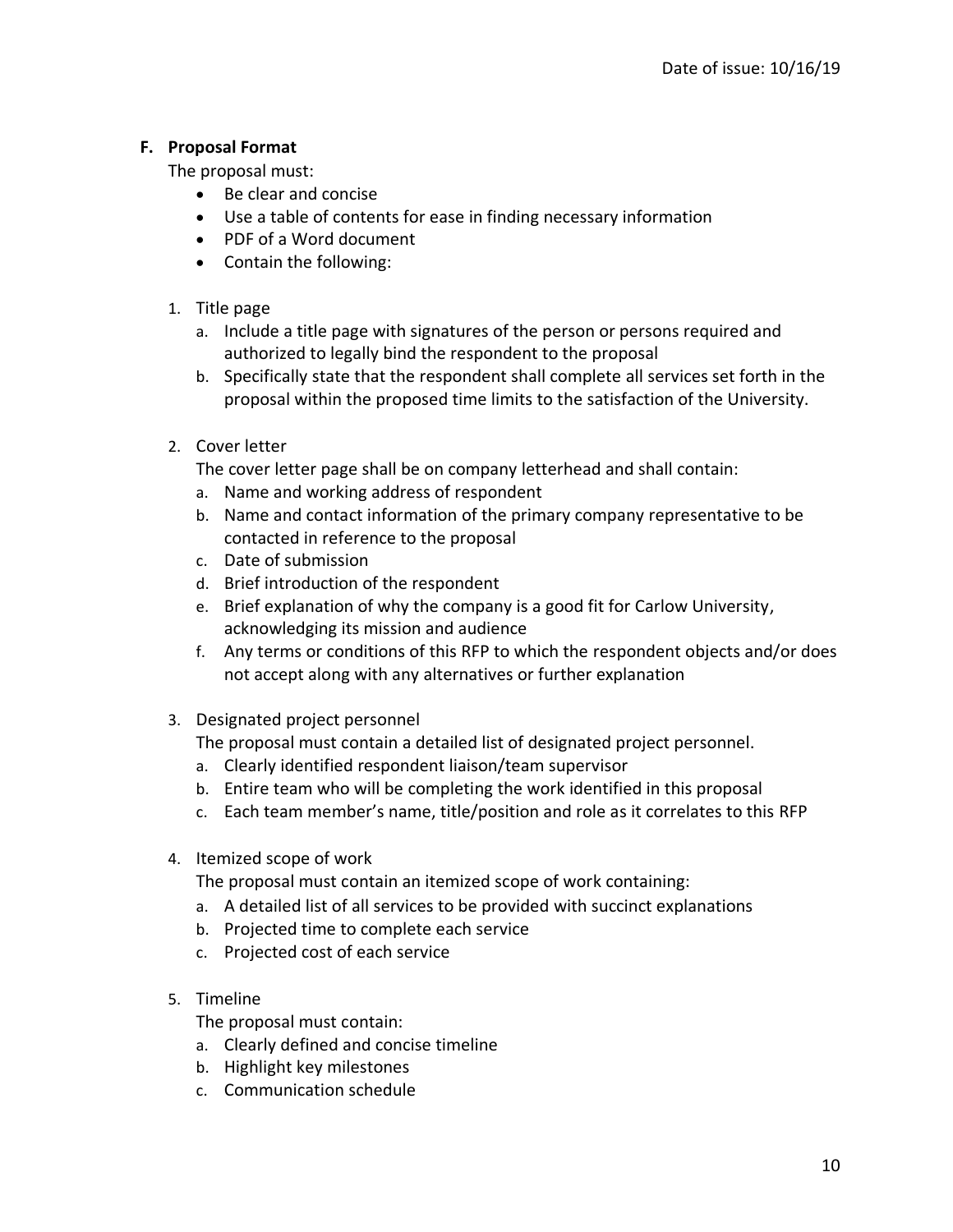### F. Proposal Format

The proposal must:

- Be clear and concise
- Use a table of contents for ease in finding necessary information
- PDF of a Word document
- Contain the following:

1. Title page
    a. Include a title page with signatures of the person or persons required and authorized to legally bind the respondent to the proposal
    b. Specifically state that the respondent shall complete all services set forth in the proposal within the proposed time limits to the satisfaction of the University.

2. Cover letter

    The cover letter page shall be on company letterhead and shall contain:

    a. Name and working address of respondent
    b. Name and contact information of the primary company representative to be contacted in reference to the proposal
    c. Date of submission
    d. Brief introduction of the respondent
    e. Brief explanation of why the company is a good fit for Carlow University, acknowledging its mission and audience
    f. Any terms or conditions of this RFP to which the respondent objects and/or does not accept along with any alternatives or further explanation

3. Designated project personnel

    The proposal must contain a detailed list of designated project personnel.

    a. Clearly identified respondent liaison/team supervisor
    b. Entire team who will be completing the work identified in this proposal
    c. Each team member's name, title/position and role as it correlates to this RFP

4. Itemized scope of work

    The proposal must contain an itemized scope of work containing:

    a. A detailed list of all services to be provided with succinct explanations
    b. Projected time to complete each service
    c. Projected cost of each service

5. Timeline

    The proposal must contain:

    a. Clearly defined and concise timeline
    b. Highlight key milestones
    c. Communication schedule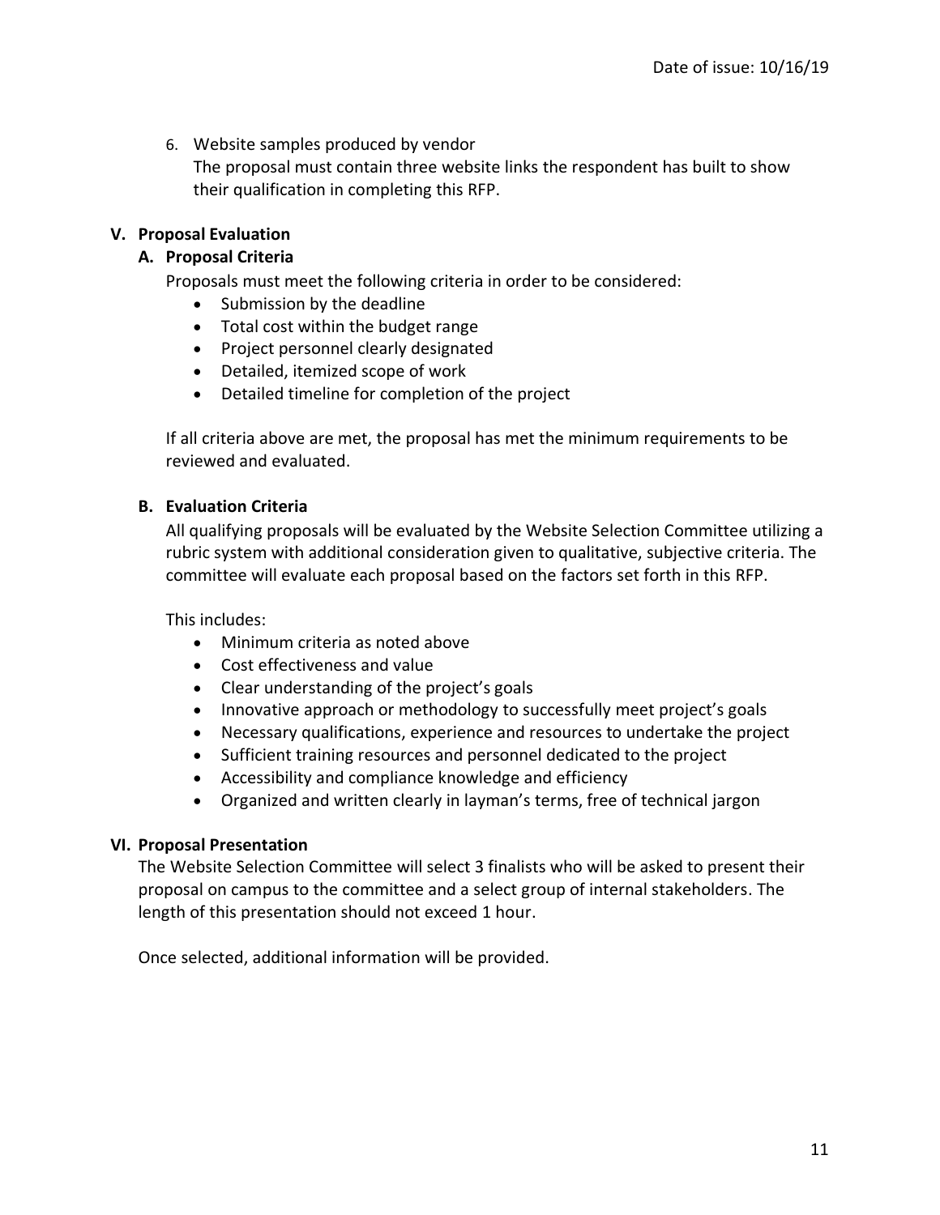6. Website samples produced by vendor
   The proposal must contain three website links the respondent has built to show their qualification in completing this RFP.

## V. Proposal Evaluation

### A. Proposal Criteria

Proposals must meet the following criteria in order to be considered:

- Submission by the deadline
- Total cost within the budget range
- Project personnel clearly designated
- Detailed, itemized scope of work
- Detailed timeline for completion of the project

If all criteria above are met, the proposal has met the minimum requirements to be reviewed and evaluated.

### B. Evaluation Criteria

All qualifying proposals will be evaluated by the Website Selection Committee utilizing a rubric system with additional consideration given to qualitative, subjective criteria. The committee will evaluate each proposal based on the factors set forth in this RFP.

This includes:

- Minimum criteria as noted above
- Cost effectiveness and value
- Clear understanding of the project's goals
- Innovative approach or methodology to successfully meet project's goals
- Necessary qualifications, experience and resources to undertake the project
- Sufficient training resources and personnel dedicated to the project
- Accessibility and compliance knowledge and efficiency
- Organized and written clearly in layman's terms, free of technical jargon

## VI. Proposal Presentation

The Website Selection Committee will select 3 finalists who will be asked to present their proposal on campus to the committee and a select group of internal stakeholders. The length of this presentation should not exceed 1 hour.

Once selected, additional information will be provided.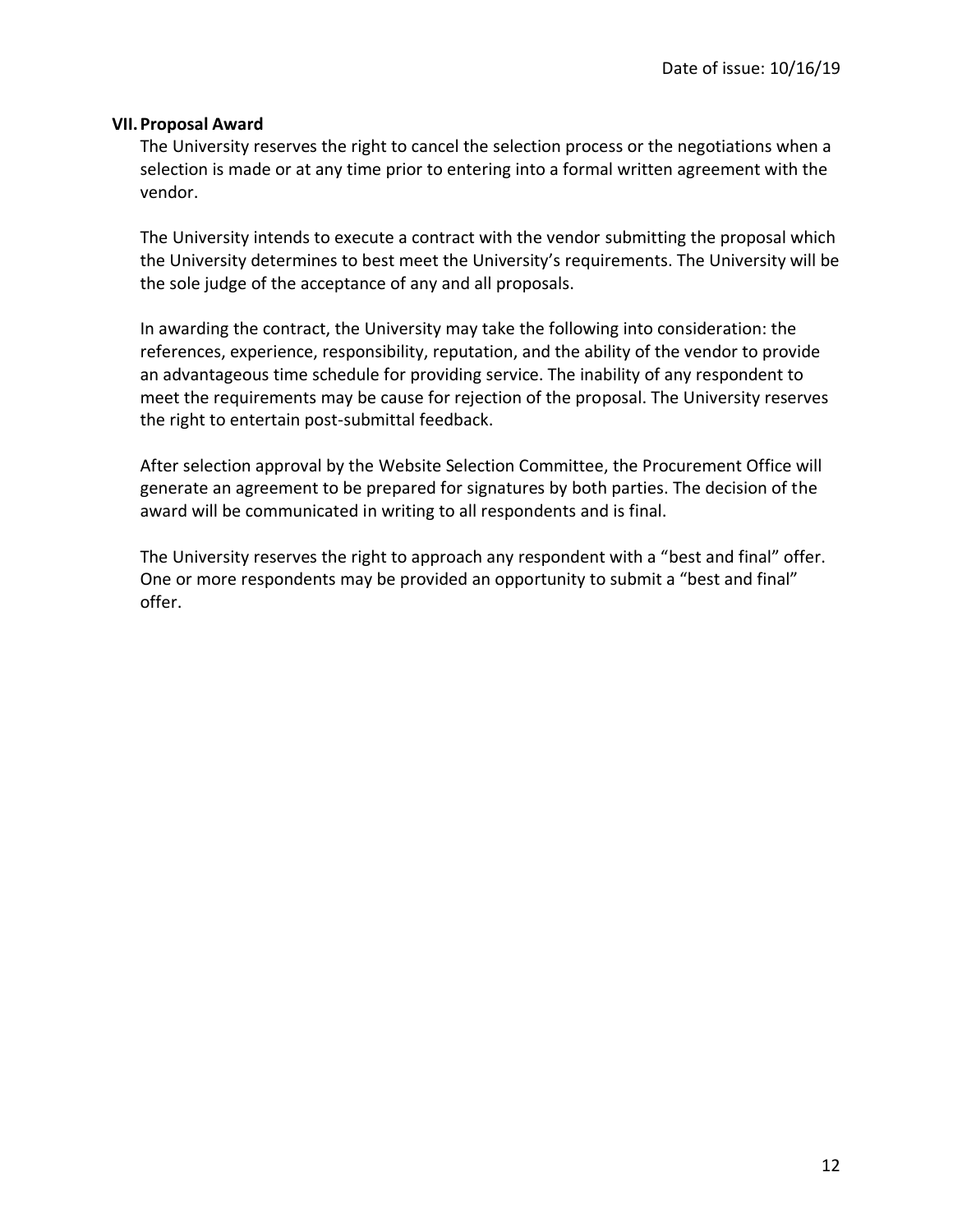## VII. Proposal Award

The University reserves the right to cancel the selection process or the negotiations when a selection is made or at any time prior to entering into a formal written agreement with the vendor.

The University intends to execute a contract with the vendor submitting the proposal which the University determines to best meet the University's requirements. The University will be the sole judge of the acceptance of any and all proposals.

In awarding the contract, the University may take the following into consideration: the references, experience, responsibility, reputation, and the ability of the vendor to provide an advantageous time schedule for providing service. The inability of any respondent to meet the requirements may be cause for rejection of the proposal. The University reserves the right to entertain post-submittal feedback.

After selection approval by the Website Selection Committee, the Procurement Office will generate an agreement to be prepared for signatures by both parties. The decision of the award will be communicated in writing to all respondents and is final.

The University reserves the right to approach any respondent with a "best and final" offer. One or more respondents may be provided an opportunity to submit a "best and final" offer.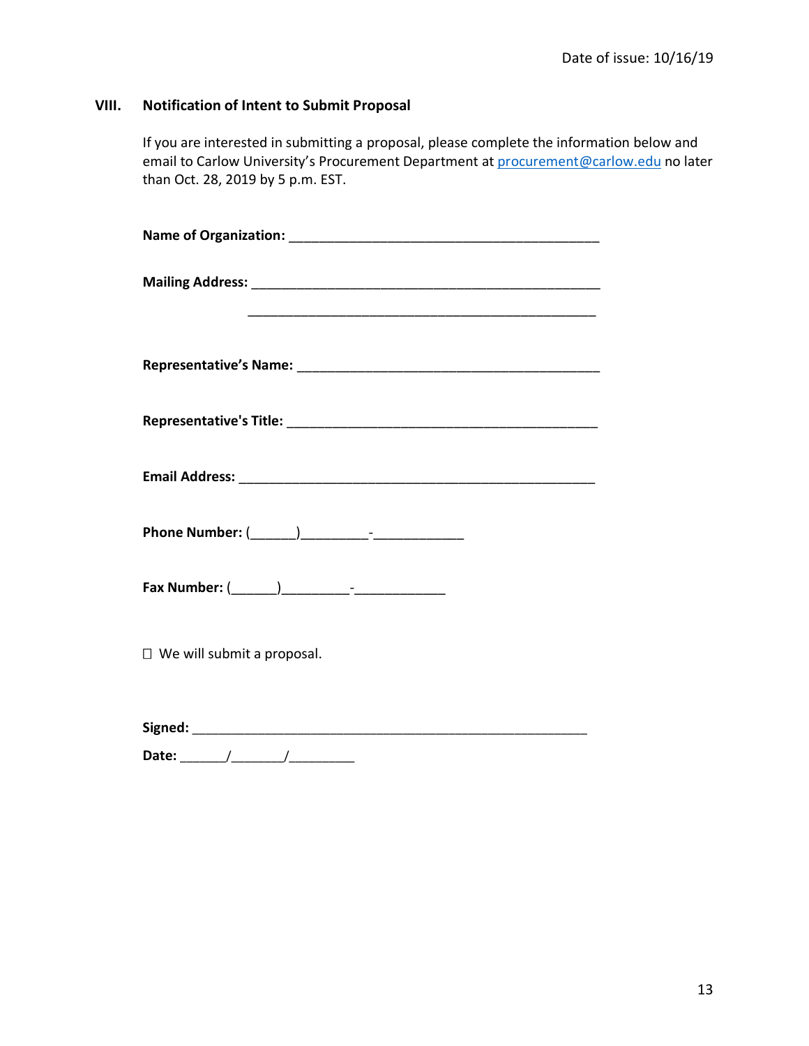Date of issue: 10/16/19

## VIII. Notification of Intent to Submit Proposal

If you are interested in submitting a proposal, please complete the information below and email to Carlow University's Procurement Department at procurement@carlow.edu no later than Oct. 28, 2019 by 5 p.m. EST.

**Name of Organization:** ___________________________________________

**Mailing Address:** ________________________________________________

________________________________________________

**Representative's Name:** __________________________________________

**Representative's Title:** __________________________________________

**Email Address:** _________________________________________________

**Phone Number:** (______)_________-____________

**Fax Number:** (______)_________-____________

☐ We will submit a proposal.

**Signed:** _______________________________________________________

**Date:** ______/_______/_________